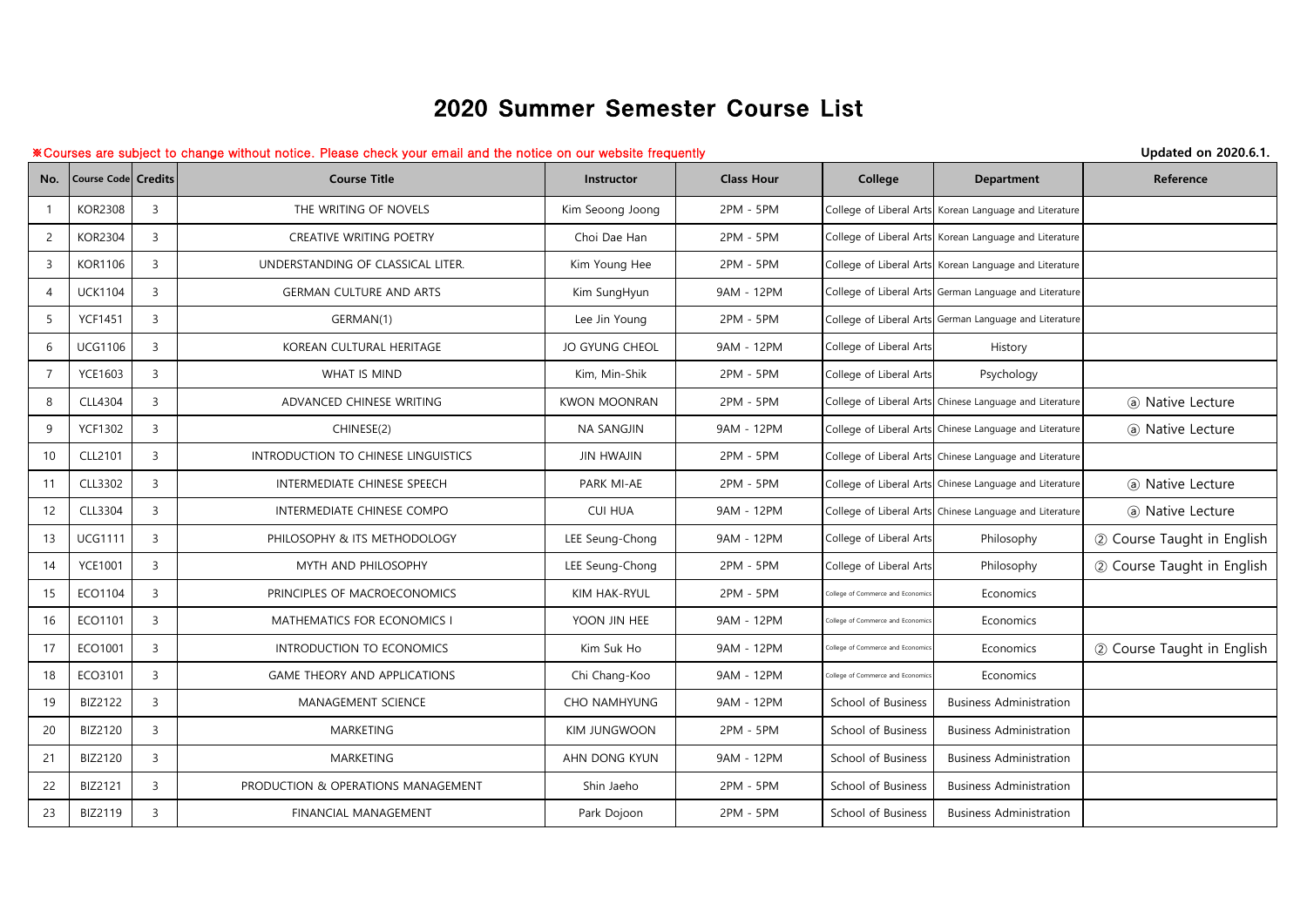# 2020 Summer Semester Course List

※Courses are subject to change without notice. Please check your email and the notice on our website frequently

**Updated on 2020.6.1.**

| No. | Course Code | Credits | Course Title | Instructor | Class Hour | College | Department | Reference |
|---|---|---|---|---|---|---|---|---|
| 1 | KOR2308 | 3 | THE WRITING OF NOVELS | Kim Seoong Joong | 2PM - 5PM | College of Liberal Arts | Korean Language and Literature | |
| 2 | KOR2304 | 3 | CREATIVE WRITING POETRY | Choi Dae Han | 2PM - 5PM | College of Liberal Arts | Korean Language and Literature | |
| 3 | KOR1106 | 3 | UNDERSTANDING OF CLASSICAL LITER. | Kim Young Hee | 2PM - 5PM | College of Liberal Arts | Korean Language and Literature | |
| 4 | UCK1104 | 3 | GERMAN CULTURE AND ARTS | Kim SungHyun | 9AM - 12PM | College of Liberal Arts | German Language and Literature | |
| 5 | YCF1451 | 3 | GERMAN(1) | Lee Jin Young | 2PM - 5PM | College of Liberal Arts | German Language and Literature | |
| 6 | UCG1106 | 3 | KOREAN CULTURAL HERITAGE | JO GYUNG CHEOL | 9AM - 12PM | College of Liberal Arts | History | |
| 7 | YCE1603 | 3 | WHAT IS MIND | Kim, Min-Shik | 2PM - 5PM | College of Liberal Arts | Psychology | |
| 8 | CLL4304 | 3 | ADVANCED CHINESE WRITING | KWON MOONRAN | 2PM - 5PM | College of Liberal Arts | Chinese Language and Literature | ⓐ Native Lecture |
| 9 | YCF1302 | 3 | CHINESE(2) | NA SANGJIN | 9AM - 12PM | College of Liberal Arts | Chinese Language and Literature | ⓐ Native Lecture |
| 10 | CLL2101 | 3 | INTRODUCTION TO CHINESE LINGUISTICS | JIN HWAJIN | 2PM - 5PM | College of Liberal Arts | Chinese Language and Literature | |
| 11 | CLL3302 | 3 | INTERMEDIATE CHINESE SPEECH | PARK MI-AE | 2PM - 5PM | College of Liberal Arts | Chinese Language and Literature | ⓐ Native Lecture |
| 12 | CLL3304 | 3 | INTERMEDIATE CHINESE COMPO | CUI HUA | 9AM - 12PM | College of Liberal Arts | Chinese Language and Literature | ⓐ Native Lecture |
| 13 | UCG1111 | 3 | PHILOSOPHY & ITS METHODOLOGY | LEE Seung-Chong | 9AM - 12PM | College of Liberal Arts | Philosophy | ② Course Taught in English |
| 14 | YCE1001 | 3 | MYTH AND PHILOSOPHY | LEE Seung-Chong | 2PM - 5PM | College of Liberal Arts | Philosophy | ② Course Taught in English |
| 15 | ECO1104 | 3 | PRINCIPLES OF MACROECONOMICS | KIM HAK-RYUL | 2PM - 5PM | College of Commerce and Economics | Economics | |
| 16 | ECO1101 | 3 | MATHEMATICS FOR ECONOMICS I | YOON JIN HEE | 9AM - 12PM | College of Commerce and Economics | Economics | |
| 17 | ECO1001 | 3 | INTRODUCTION TO ECONOMICS | Kim Suk Ho | 9AM - 12PM | College of Commerce and Economics | Economics | ② Course Taught in English |
| 18 | ECO3101 | 3 | GAME THEORY AND APPLICATIONS | Chi Chang-Koo | 9AM - 12PM | College of Commerce and Economics | Economics | |
| 19 | BIZ2122 | 3 | MANAGEMENT SCIENCE | CHO NAMHYUNG | 9AM - 12PM | School of Business | Business Administration | |
| 20 | BIZ2120 | 3 | MARKETING | KIM JUNGWOON | 2PM - 5PM | School of Business | Business Administration | |
| 21 | BIZ2120 | 3 | MARKETING | AHN DONG KYUN | 9AM - 12PM | School of Business | Business Administration | |
| 22 | BIZ2121 | 3 | PRODUCTION & OPERATIONS MANAGEMENT | Shin Jaeho | 2PM - 5PM | School of Business | Business Administration | |
| 23 | BIZ2119 | 3 | FINANCIAL MANAGEMENT | Park Dojoon | 2PM - 5PM | School of Business | Business Administration | |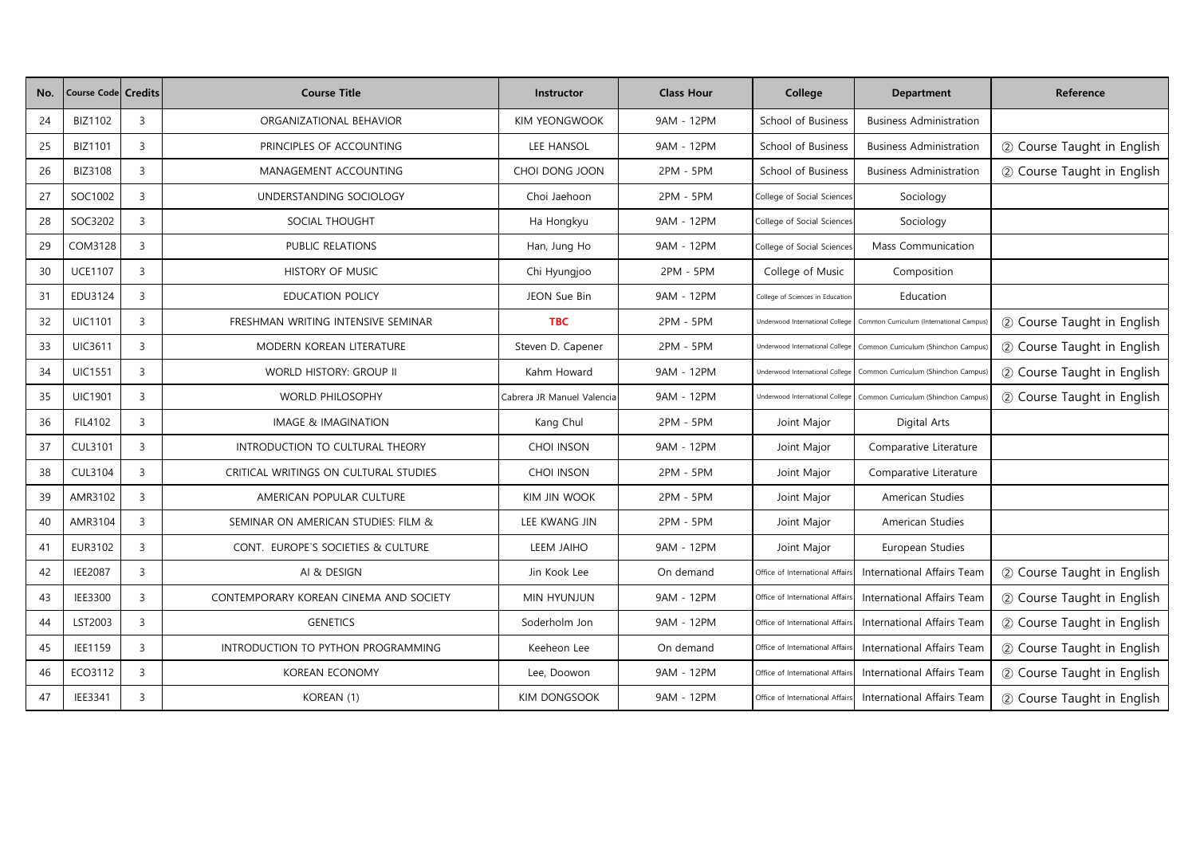| No. | Course Code | Credits | Course Title | Instructor | Class Hour | College | Department | Reference |
|---|---|---|---|---|---|---|---|---|
| 24 | BIZ1102 | 3 | ORGANIZATIONAL BEHAVIOR | KIM YEONGWOOK | 9AM - 12PM | School of Business | Business Administration | |
| 25 | BIZ1101 | 3 | PRINCIPLES OF ACCOUNTING | LEE HANSOL | 9AM - 12PM | School of Business | Business Administration | ② Course Taught in English |
| 26 | BIZ3108 | 3 | MANAGEMENT ACCOUNTING | CHOI DONG JOON | 2PM - 5PM | School of Business | Business Administration | ② Course Taught in English |
| 27 | SOC1002 | 3 | UNDERSTANDING SOCIOLOGY | Choi Jaehoon | 2PM - 5PM | College of Social Sciences | Sociology | |
| 28 | SOC3202 | 3 | SOCIAL THOUGHT | Ha Hongkyu | 9AM - 12PM | College of Social Sciences | Sociology | |
| 29 | COM3128 | 3 | PUBLIC RELATIONS | Han, Jung Ho | 9AM - 12PM | College of Social Sciences | Mass Communication | |
| 30 | UCE1107 | 3 | HISTORY OF MUSIC | Chi Hyungjoo | 2PM - 5PM | College of Music | Composition | |
| 31 | EDU3124 | 3 | EDUCATION POLICY | JEON Sue Bin | 9AM - 12PM | College of Sciences in Education | Education | |
| 32 | UIC1101 | 3 | FRESHMAN WRITING INTENSIVE SEMINAR | **TBC** | 2PM - 5PM | Underwood International College | Common Curriculum (International Campus) | ② Course Taught in English |
| 33 | UIC3611 | 3 | MODERN KOREAN LITERATURE | Steven D. Capener | 2PM - 5PM | Underwood International College | Common Curriculum (Shinchon Campus) | ② Course Taught in English |
| 34 | UIC1551 | 3 | WORLD HISTORY: GROUP II | Kahm Howard | 9AM - 12PM | Underwood International College | Common Curriculum (Shinchon Campus) | ② Course Taught in English |
| 35 | UIC1901 | 3 | WORLD PHILOSOPHY | Cabrera JR Manuel Valencia | 9AM - 12PM | Underwood International College | Common Curriculum (Shinchon Campus) | ② Course Taught in English |
| 36 | FIL4102 | 3 | IMAGE & IMAGINATION | Kang Chul | 2PM - 5PM | Joint Major | Digital Arts | |
| 37 | CUL3101 | 3 | INTRODUCTION TO CULTURAL THEORY | CHOI INSON | 9AM - 12PM | Joint Major | Comparative Literature | |
| 38 | CUL3104 | 3 | CRITICAL WRITINGS ON CULTURAL STUDIES | CHOI INSON | 2PM - 5PM | Joint Major | Comparative Literature | |
| 39 | AMR3102 | 3 | AMERICAN POPULAR CULTURE | KIM JIN WOOK | 2PM - 5PM | Joint Major | American Studies | |
| 40 | AMR3104 | 3 | SEMINAR ON AMERICAN STUDIES: FILM & | LEE KWANG JIN | 2PM - 5PM | Joint Major | American Studies | |
| 41 | EUR3102 | 3 | CONT. EUROPE`S SOCIETIES & CULTURE | LEEM JAIHO | 9AM - 12PM | Joint Major | European Studies | |
| 42 | IEE2087 | 3 | AI & DESIGN | Jin Kook Lee | On demand | Office of International Affairs | International Affairs Team | ② Course Taught in English |
| 43 | IEE3300 | 3 | CONTEMPORARY KOREAN CINEMA AND SOCIETY | MIN HYUNJUN | 9AM - 12PM | Office of International Affairs | International Affairs Team | ② Course Taught in English |
| 44 | LST2003 | 3 | GENETICS | Soderholm Jon | 9AM - 12PM | Office of International Affairs | International Affairs Team | ② Course Taught in English |
| 45 | IEE1159 | 3 | INTRODUCTION TO PYTHON PROGRAMMING | Keeheon Lee | On demand | Office of International Affairs | International Affairs Team | ② Course Taught in English |
| 46 | ECO3112 | 3 | KOREAN ECONOMY | Lee, Doowon | 9AM - 12PM | Office of International Affairs | International Affairs Team | ② Course Taught in English |
| 47 | IEE3341 | 3 | KOREAN (1) | KIM DONGSOOK | 9AM - 12PM | Office of International Affairs | International Affairs Team | ② Course Taught in English |